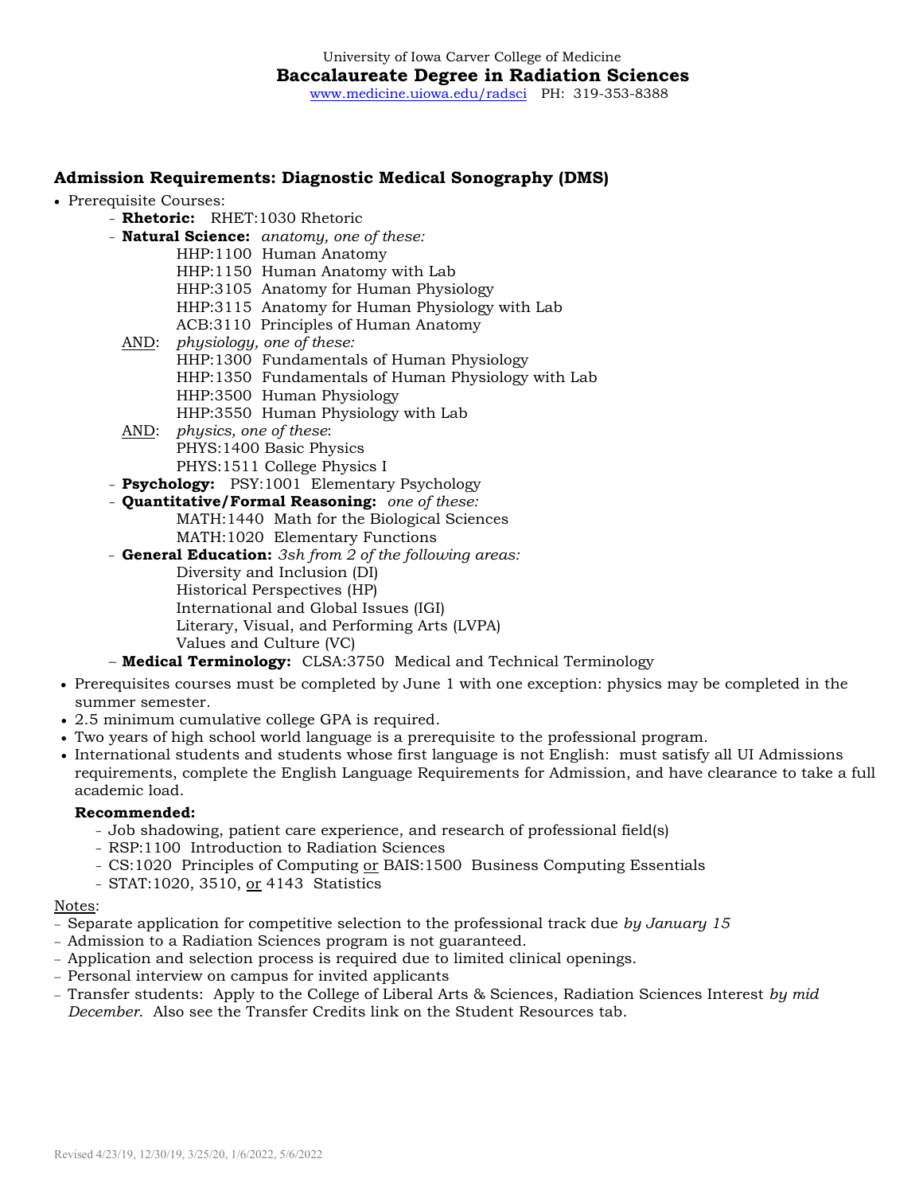University of Iowa Carver College of Medicine

# Baccalaureate Degree in Radiation Sciences

www.medicine.uiowa.edu/radsci PH: 319-353-8388

## Admission Requirements: Diagnostic Medical Sonography (DMS)

- Prerequisite Courses:
  - **Rhetoric:** RHET:1030 Rhetoric
  - **Natural Science:** *anatomy, one of these:*
    - HHP:1100 Human Anatomy
    - HHP:1150 Human Anatomy with Lab
    - HHP:3105 Anatomy for Human Physiology
    - HHP:3115 Anatomy for Human Physiology with Lab
    - ACB:3110 Principles of Human Anatomy

    AND: *physiology, one of these:*
    - HHP:1300 Fundamentals of Human Physiology
    - HHP:1350 Fundamentals of Human Physiology with Lab
    - HHP:3500 Human Physiology
    - HHP:3550 Human Physiology with Lab

    AND: *physics, one of these*:
    - PHYS:1400 Basic Physics
    - PHYS:1511 College Physics I
  - **Psychology:** PSY:1001 Elementary Psychology
  - **Quantitative/Formal Reasoning:** *one of these:*
    - MATH:1440 Math for the Biological Sciences
    - MATH:1020 Elementary Functions
  - **General Education:** *3sh from 2 of the following areas:*
    - Diversity and Inclusion (DI)
    - Historical Perspectives (HP)
    - International and Global Issues (IGI)
    - Literary, Visual, and Performing Arts (LVPA)
    - Values and Culture (VC)
  - **Medical Terminology:** CLSA:3750 Medical and Technical Terminology
- Prerequisites courses must be completed by June 1 with one exception: physics may be completed in the summer semester.
- 2.5 minimum cumulative college GPA is required.
- Two years of high school world language is a prerequisite to the professional program.
- International students and students whose first language is not English: must satisfy all UI Admissions requirements, complete the English Language Requirements for Admission, and have clearance to take a full academic load.

**Recommended:**

- Job shadowing, patient care experience, and research of professional field(s)
- RSP:1100 Introduction to Radiation Sciences
- CS:1020 Principles of Computing or BAIS:1500 Business Computing Essentials
- STAT:1020, 3510, or 4143 Statistics

Notes:

- Separate application for competitive selection to the professional track due *by January 15*
- Admission to a Radiation Sciences program is not guaranteed.
- Application and selection process is required due to limited clinical openings.
- Personal interview on campus for invited applicants
- Transfer students: Apply to the College of Liberal Arts & Sciences, Radiation Sciences Interest *by mid December*. Also see the Transfer Credits link on the Student Resources tab.

Revised 4/23/19, 12/30/19, 3/25/20, 1/6/2022, 5/6/2022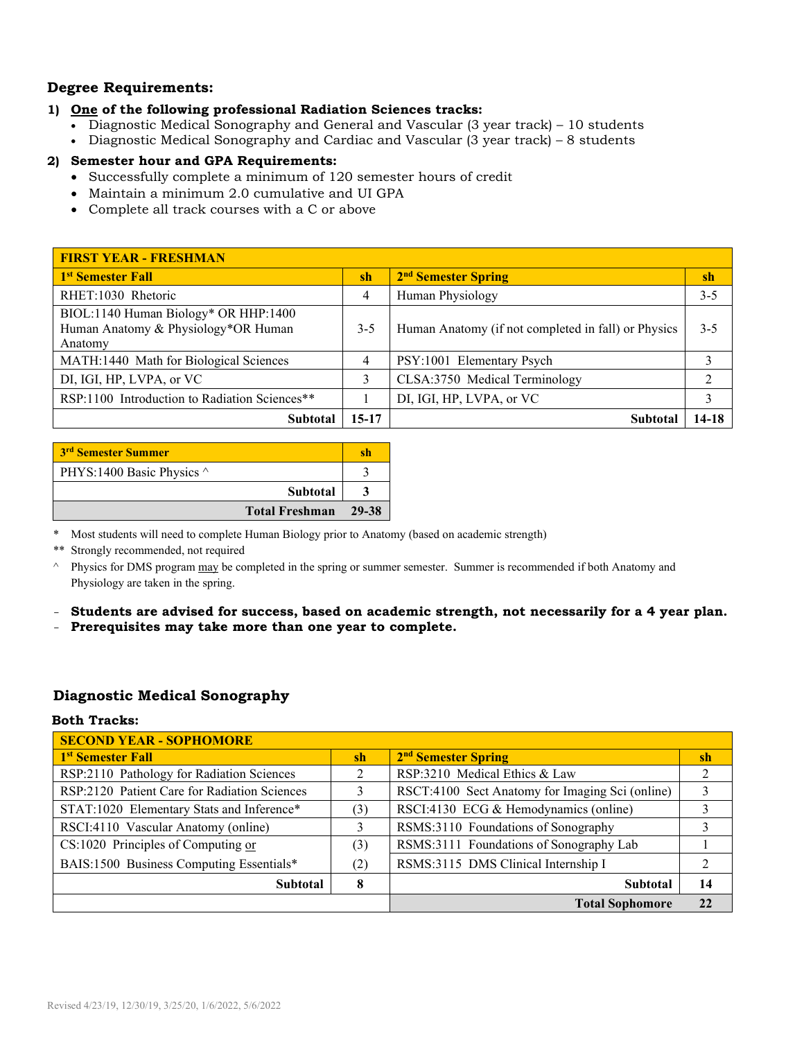### Degree Requirements:

1) **One of the following professional Radiation Sciences tracks:**
   - Diagnostic Medical Sonography and General and Vascular (3 year track) – 10 students
   - Diagnostic Medical Sonography and Cardiac and Vascular (3 year track) – 8 students

2) **Semester hour and GPA Requirements:**
   - Successfully complete a minimum of 120 semester hours of credit
   - Maintain a minimum 2.0 cumulative and UI GPA
   - Complete all track courses with a C or above

| FIRST YEAR - FRESHMAN | | | |
|---|---|---|---|
| **1st Semester Fall** | **sh** | **2nd Semester Spring** | **sh** |
| RHET:1030 Rhetoric | 4 | Human Physiology | 3-5 |
| BIOL:1140 Human Biology* OR HHP:1400 Human Anatomy & Physiology*OR Human Anatomy | 3-5 | Human Anatomy (if not completed in fall) or Physics | 3-5 |
| MATH:1440 Math for Biological Sciences | 4 | PSY:1001 Elementary Psych | 3 |
| DI, IGI, HP, LVPA, or VC | 3 | CLSA:3750 Medical Terminology | 2 |
| RSP:1100 Introduction to Radiation Sciences** | 1 | DI, IGI, HP, LVPA, or VC | 3 |
| **Subtotal** | **15-17** | **Subtotal** | **14-18** |

| 3rd Semester Summer | sh |
|---|---|
| PHYS:1400 Basic Physics ^ | 3 |
| **Subtotal** | **3** |
| **Total Freshman** | **29-38** |

\* Most students will need to complete Human Biology prior to Anatomy (based on academic strength)

** Strongly recommended, not required

^ Physics for DMS program may be completed in the spring or summer semester. Summer is recommended if both Anatomy and Physiology are taken in the spring.

- **Students are advised for success, based on academic strength, not necessarily for a 4 year plan.**
- **Prerequisites may take more than one year to complete.**

## Diagnostic Medical Sonography

**Both Tracks:**

| SECOND YEAR - SOPHOMORE | | | |
|---|---|---|---|
| **1st Semester Fall** | **sh** | **2nd Semester Spring** | **sh** |
| RSP:2110 Pathology for Radiation Sciences | 2 | RSP:3210 Medical Ethics & Law | 2 |
| RSP:2120 Patient Care for Radiation Sciences | 3 | RSCT:4100 Sect Anatomy for Imaging Sci (online) | 3 |
| STAT:1020 Elementary Stats and Inference* | (3) | RSCI:4130 ECG & Hemodynamics (online) | 3 |
| RSCI:4110 Vascular Anatomy (online) | 3 | RSMS:3110 Foundations of Sonography | 3 |
| CS:1020 Principles of Computing or | (3) | RSMS:3111 Foundations of Sonography Lab | 1 |
| BAIS:1500 Business Computing Essentials* | (2) | RSMS:3115 DMS Clinical Internship I | 2 |
| **Subtotal** | **8** | **Subtotal** | **14** |
| | | **Total Sophomore** | **22** |

Revised 4/23/19, 12/30/19, 3/25/20, 1/6/2022, 5/6/2022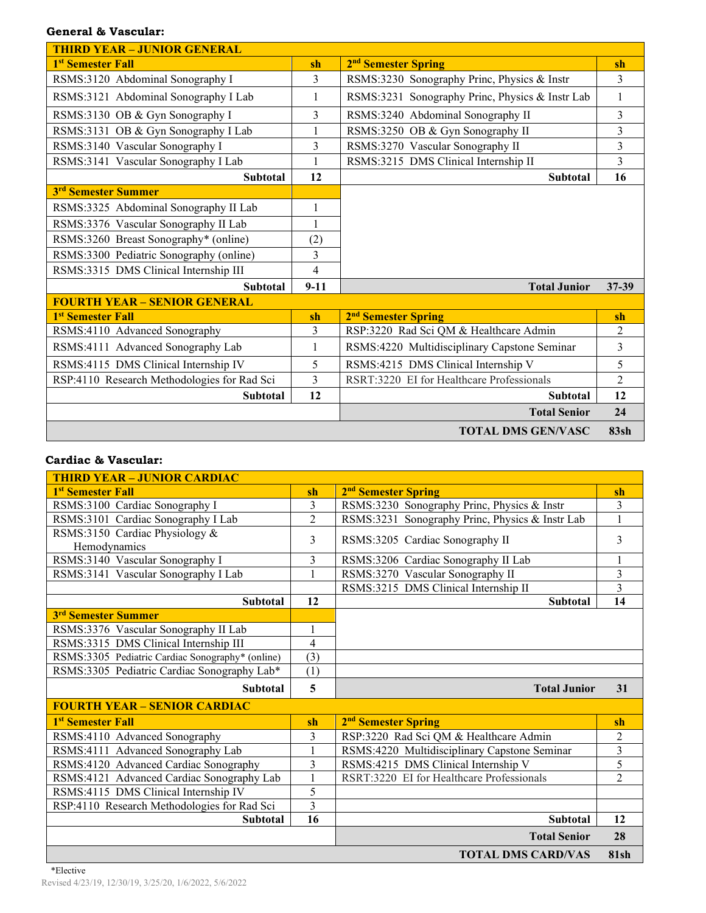**General & Vascular:**

| THIRD YEAR – JUNIOR GENERAL | | | |
|---|---|---|---|
| **1st Semester Fall** | **sh** | **2nd Semester Spring** | **sh** |
| RSMS:3120 Abdominal Sonography I | 3 | RSMS:3230 Sonography Princ, Physics & Instr | 3 |
| RSMS:3121 Abdominal Sonography I Lab | 1 | RSMS:3231 Sonography Princ, Physics & Instr Lab | 1 |
| RSMS:3130 OB & Gyn Sonography I | 3 | RSMS:3240 Abdominal Sonography II | 3 |
| RSMS:3131 OB & Gyn Sonography I Lab | 1 | RSMS:3250 OB & Gyn Sonography II | 3 |
| RSMS:3140 Vascular Sonography I | 3 | RSMS:3270 Vascular Sonography II | 3 |
| RSMS:3141 Vascular Sonography I Lab | 1 | RSMS:3215 DMS Clinical Internship II | 3 |
| **Subtotal** | **12** | **Subtotal** | **16** |
| **3rd Semester Summer** | | | |
| RSMS:3325 Abdominal Sonography II Lab | 1 | | |
| RSMS:3376 Vascular Sonography II Lab | 1 | | |
| RSMS:3260 Breast Sonography* (online) | (2) | | |
| RSMS:3300 Pediatric Sonography (online) | 3 | | |
| RSMS:3315 DMS Clinical Internship III | 4 | | |
| **Subtotal** | **9-11** | **Total Junior** | **37-39** |
| **FOURTH YEAR – SENIOR GENERAL** | | | |
| **1st Semester Fall** | **sh** | **2nd Semester Spring** | **sh** |
| RSMS:4110 Advanced Sonography | 3 | RSP:3220 Rad Sci QM & Healthcare Admin | 2 |
| RSMS:4111 Advanced Sonography Lab | 1 | RSMS:4220 Multidisciplinary Capstone Seminar | 3 |
| RSMS:4115 DMS Clinical Internship IV | 5 | RSMS:4215 DMS Clinical Internship V | 5 |
| RSP:4110 Research Methodologies for Rad Sci | 3 | RSRT:3220 EI for Healthcare Professionals | 2 |
| **Subtotal** | **12** | **Subtotal** | **12** |
| | | **Total Senior** | **24** |
| | | **TOTAL DMS GEN/VASC** | **83sh** |

**Cardiac & Vascular:**

| THIRD YEAR – JUNIOR CARDIAC | | | |
|---|---|---|---|
| **1st Semester Fall** | **sh** | **2nd Semester Spring** | **sh** |
| RSMS:3100 Cardiac Sonography I | 3 | RSMS:3230 Sonography Princ, Physics & Instr | 3 |
| RSMS:3101 Cardiac Sonography I Lab | 2 | RSMS:3231 Sonography Princ, Physics & Instr Lab | 1 |
| RSMS:3150 Cardiac Physiology & Hemodynamics | 3 | RSMS:3205 Cardiac Sonography II | 3 |
| RSMS:3140 Vascular Sonography I | 3 | RSMS:3206 Cardiac Sonography II Lab | 1 |
| RSMS:3141 Vascular Sonography I Lab | 1 | RSMS:3270 Vascular Sonography II | 3 |
| | | RSMS:3215 DMS Clinical Internship II | 3 |
| **Subtotal** | **12** | **Subtotal** | **14** |
| **3rd Semester Summer** | | | |
| RSMS:3376 Vascular Sonography II Lab | 1 | | |
| RSMS:3315 DMS Clinical Internship III | 4 | | |
| RSMS:3305 Pediatric Cardiac Sonography* (online) | (3) | | |
| RSMS:3305 Pediatric Cardiac Sonography Lab* | (1) | | |
| **Subtotal** | **5** | **Total Junior** | **31** |
| **FOURTH YEAR – SENIOR CARDIAC** | | | |
| **1st Semester Fall** | **sh** | **2nd Semester Spring** | **sh** |
| RSMS:4110 Advanced Sonography | 3 | RSP:3220 Rad Sci QM & Healthcare Admin | 2 |
| RSMS:4111 Advanced Sonography Lab | 1 | RSMS:4220 Multidisciplinary Capstone Seminar | 3 |
| RSMS:4120 Advanced Cardiac Sonography | 3 | RSMS:4215 DMS Clinical Internship V | 5 |
| RSMS:4121 Advanced Cardiac Sonography Lab | 1 | RSRT:3220 EI for Healthcare Professionals | 2 |
| RSMS:4115 DMS Clinical Internship IV | 5 | | |
| RSP:4110 Research Methodologies for Rad Sci | 3 | | |
| **Subtotal** | **16** | **Subtotal** | **12** |
| | | **Total Senior** | **28** |
| | | **TOTAL DMS CARD/VAS** | **81sh** |

*Elective

Revised 4/23/19, 12/30/19, 3/25/20, 1/6/2022, 5/6/2022